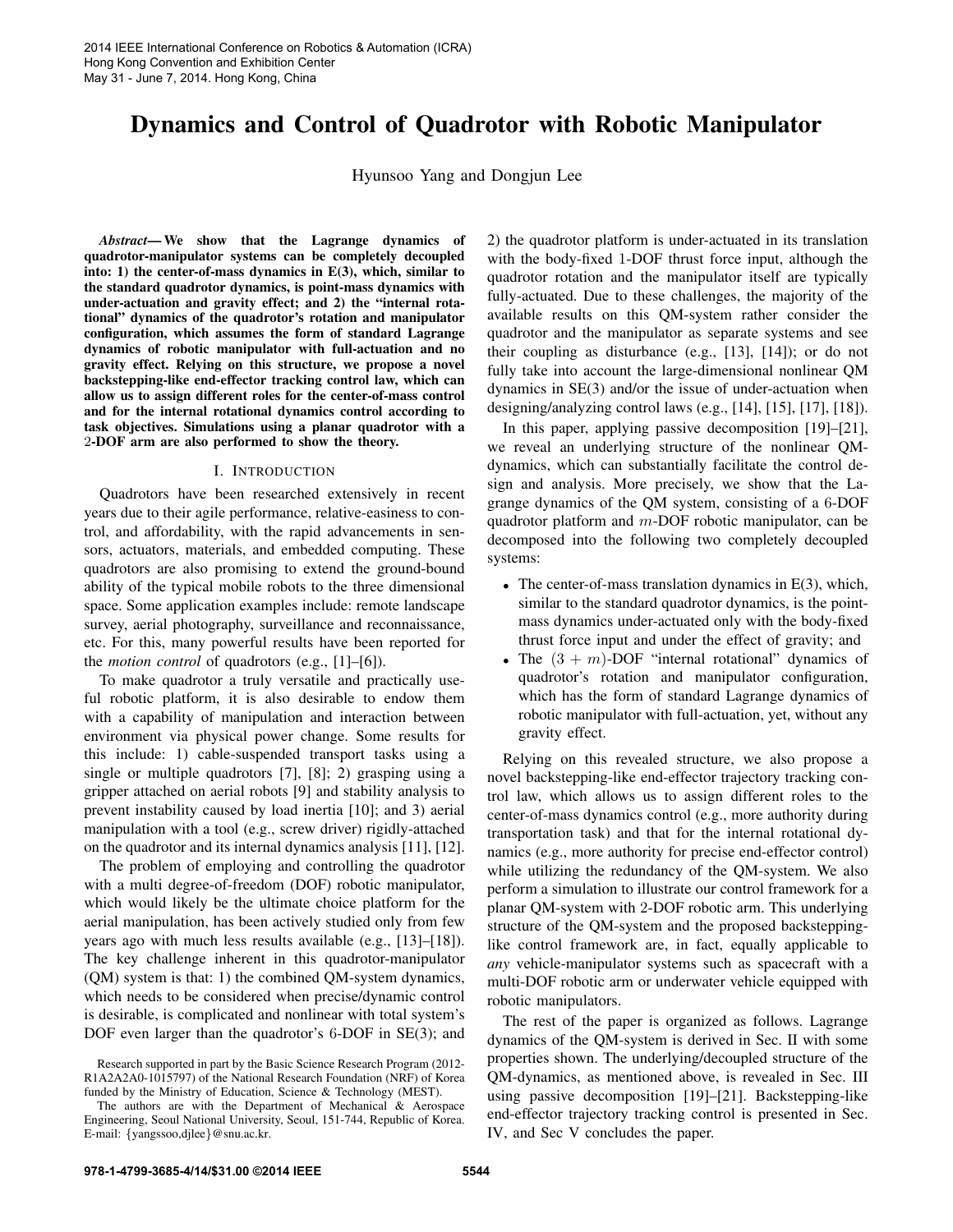# Dynamics and Control of Quadrotor with Robotic Manipulator

Hyunsoo Yang and Dongjun Lee

***Abstract*— We show that the Lagrange dynamics of quadrotor-manipulator systems can be completely decoupled into: 1) the center-of-mass dynamics in E(3), which, similar to the standard quadrotor dynamics, is point-mass dynamics with under-actuation and gravity effect; and 2) the "internal rotational" dynamics of the quadrotor's rotation and manipulator configuration, which assumes the form of standard Lagrange dynamics of robotic manipulator with full-actuation and no gravity effect. Relying on this structure, we propose a novel backstepping-like end-effector tracking control law, which can allow us to assign different roles for the center-of-mass control and for the internal rotational dynamics control according to task objectives. Simulations using a planar quadrotor with a 2-DOF arm are also performed to show the theory.**

## I. Introduction

Quadrotors have been researched extensively in recent years due to their agile performance, relative-easiness to control, and affordability, with the rapid advancements in sensors, actuators, materials, and embedded computing. These quadrotors are also promising to extend the ground-bound ability of the typical mobile robots to the three dimensional space. Some application examples include: remote landscape survey, aerial photography, surveillance and reconnaissance, etc. For this, many powerful results have been reported for the *motion control* of quadrotors (e.g., [1]–[6]).

To make quadrotor a truly versatile and practically useful robotic platform, it is also desirable to endow them with a capability of manipulation and interaction between environment via physical power change. Some results for this include: 1) cable-suspended transport tasks using a single or multiple quadrotors [7], [8]; 2) grasping using a gripper attached on aerial robots [9] and stability analysis to prevent instability caused by load inertia [10]; and 3) aerial manipulation with a tool (e.g., screw driver) rigidly-attached on the quadrotor and its internal dynamics analysis [11], [12].

The problem of employing and controlling the quadrotor with a multi degree-of-freedom (DOF) robotic manipulator, which would likely be the ultimate choice platform for the aerial manipulation, has been actively studied only from few years ago with much less results available (e.g., [13]–[18]). The key challenge inherent in this quadrotor-manipulator (QM) system is that: 1) the combined QM-system dynamics, which needs to be considered when precise/dynamic control is desirable, is complicated and nonlinear with total system's DOF even larger than the quadrotor's 6-DOF in SE(3); and 2) the quadrotor platform is under-actuated in its translation with the body-fixed 1-DOF thrust force input, although the quadrotor rotation and the manipulator itself are typically fully-actuated. Due to these challenges, the majority of the available results on this QM-system rather consider the quadrotor and the manipulator as separate systems and see their coupling as disturbance (e.g., [13], [14]); or do not fully take into account the large-dimensional nonlinear QM dynamics in SE(3) and/or the issue of under-actuation when designing/analyzing control laws (e.g., [14], [15], [17], [18]).

In this paper, applying passive decomposition [19]–[21], we reveal an underlying structure of the nonlinear QM-dynamics, which can substantially facilitate the control design and analysis. More precisely, we show that the Lagrange dynamics of the QM system, consisting of a 6-DOF quadrotor platform and $m$-DOF robotic manipulator, can be decomposed into the following two completely decoupled systems:

- The center-of-mass translation dynamics in E(3), which, similar to the standard quadrotor dynamics, is the point-mass dynamics under-actuated only with the body-fixed thrust force input and under the effect of gravity; and
- The $(3 + m)$-DOF "internal rotational" dynamics of quadrotor's rotation and manipulator configuration, which has the form of standard Lagrange dynamics of robotic manipulator with full-actuation, yet, without any gravity effect.

Relying on this revealed structure, we also propose a novel backstepping-like end-effector trajectory tracking control law, which allows us to assign different roles to the center-of-mass dynamics control (e.g., more authority during transportation task) and that for the internal rotational dynamics (e.g., more authority for precise end-effector control) while utilizing the redundancy of the QM-system. We also perform a simulation to illustrate our control framework for a planar QM-system with 2-DOF robotic arm. This underlying structure of the QM-system and the proposed backstepping-like control framework are, in fact, equally applicable to *any* vehicle-manipulator systems such as spacecraft with a multi-DOF robotic arm or underwater vehicle equipped with robotic manipulators.

The rest of the paper is organized as follows. Lagrange dynamics of the QM-system is derived in Sec. II with some properties shown. The underlying/decoupled structure of the QM-dynamics, as mentioned above, is revealed in Sec. III using passive decomposition [19]–[21]. Backstepping-like end-effector trajectory tracking control is presented in Sec. IV, and Sec V concludes the paper.

Research supported in part by the Basic Science Research Program (2012-R1A2A2A0-1015797) of the National Research Foundation (NRF) of Korea funded by the Ministry of Education, Science & Technology (MEST).

The authors are with the Department of Mechanical & Aerospace Engineering, Seoul National University, Seoul, 151-744, Republic of Korea. E-mail: {yangssoo,djlee}@snu.ac.kr.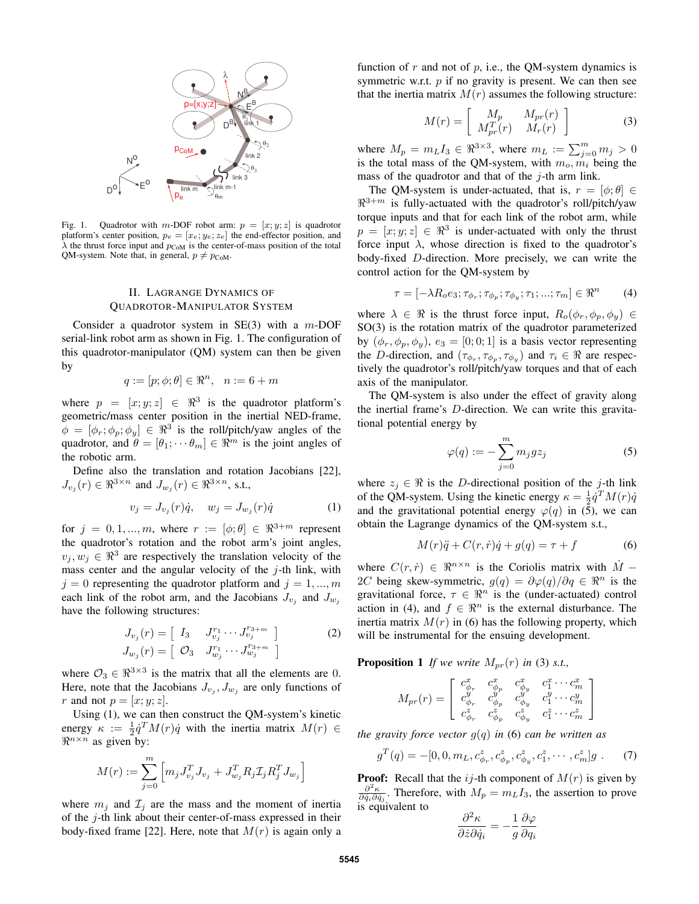Fig. 1. Quadrotor with $m$-DOF robot arm: $p = [x; y; z]$ is quadrotor platform's center position, $p_e = [x_e; y_e; z_e]$ the end-effector position, and $\lambda$ the thrust force input and $p_{\rm CoM}$ is the center-of-mass position of the total QM-system. Note that, in general, $p \neq p_{\rm CoM}$.

## II. Lagrange Dynamics of Quadrotor-Manipulator System

Consider a quadrotor system in SE(3) with a $m$-DOF serial-link robot arm as shown in Fig. 1. The configuration of this quadrotor-manipulator (QM) system can then be given by

$$q := [p; \phi; \theta] \in \Re^n, \quad n := 6 + m$$

where $p = [x; y; z] \in \Re^3$ is the quadrotor platform's geometric/mass center position in the inertial NED-frame, $\phi = [\phi_r; \phi_p; \phi_y] \in \Re^3$ is the roll/pitch/yaw angles of the quadrotor, and $\theta = [\theta_1; \cdots \theta_m] \in \Re^m$ is the joint angles of the robotic arm.

Define also the translation and rotation Jacobians [22], $J_{v_j}(r) \in \Re^{3\times n}$ and $J_{w_j}(r) \in \Re^{3\times n}$, s.t.,

$$v_j = J_{v_j}(r)\dot{q}, \quad w_j = J_{w_j}(r)\dot{q} \tag{1}$$

for $j = 0, 1, ..., m$, where $r := [\phi; \theta] \in \Re^{3+m}$ represent the quadrotor's rotation and the robot arm's joint angles, $v_j, w_j \in \Re^3$ are respectively the translation velocity of the mass center and the angular velocity of the $j$-th link, with $j = 0$ representing the quadrotor platform and $j = 1, ..., m$ each link of the robot arm, and the Jacobians $J_{v_j}$ and $J_{w_j}$ have the following structures:

$$\begin{aligned} J_{v_j}(r) &= \left[ \begin{array}{cc} I_3 & J_{v_j}^{r_1} \cdots J_{v_j}^{r_{3+m}} \end{array} \right] \\ J_{w_j}(r) &= \left[ \begin{array}{cc} \mathcal{O}_3 & J_{w_j}^{r_1} \cdots J_{w_j}^{r_{3+m}} \end{array} \right] \end{aligned} \tag{2}$$

where $\mathcal{O}_3 \in \Re^{3\times 3}$ is the matrix that all the elements are 0. Here, note that the Jacobians $J_{v_j}, J_{w_j}$ are only functions of $r$ and not $p = [x; y; z]$.

Using (1), we can then construct the QM-system's kinetic energy $\kappa := \frac{1}{2}\dot{q}^T M(r)\dot{q}$ with the inertia matrix $M(r) \in \Re^{n\times n}$ as given by:

$$M(r) := \sum_{j=0}^{m} \left[ m_j J_{v_j}^T J_{v_j} + J_{w_j}^T R_j \mathcal{I}_j R_j^T J_{w_j} \right]$$

where $m_j$ and $\mathcal{I}_j$ are the mass and the moment of inertia of the $j$-th link about their center-of-mass expressed in their body-fixed frame [22]. Here, note that $M(r)$ is again only a function of $r$ and not of $p$, i.e., the QM-system dynamics is symmetric w.r.t. $p$ if no gravity is present. We can then see that the inertia matrix $M(r)$ assumes the following structure:

$$M(r) = \left[ \begin{array}{cc} M_p & M_{pr}(r) \\ M_{pr}^T(r) & M_r(r) \end{array} \right] \tag{3}$$

where $M_p = m_L I_3 \in \Re^{3\times 3}$, where $m_L := \sum_{j=0}^{m} m_j > 0$ is the total mass of the QM-system, with $m_o, m_i$ being the mass of the quadrotor and that of the $j$-th arm link.

The QM-system is under-actuated, that is, $r = [\phi; \theta] \in \Re^{3+m}$ is fully-actuated with the quadrotor's roll/pitch/yaw torque inputs and that for each link of the robot arm, while $p = [x; y; z] \in \Re^3$ is under-actuated with only the thrust force input $\lambda$, whose direction is fixed to the quadrotor's body-fixed $D$-direction. More precisely, we can write the control action for the QM-system by

$$\tau = [-\lambda R_o e_3; \tau_{\phi_r}; \tau_{\phi_p}; \tau_{\phi_y}; \tau_1; ...; \tau_m] \in \Re^n \tag{4}$$

where $\lambda \in \Re$ is the thrust force input, $R_o(\phi_r, \phi_p, \phi_y) \in$ SO(3) is the rotation matrix of the quadrotor parameterized by $(\phi_r, \phi_p, \phi_y)$, $e_3 = [0; 0; 1]$ is a basis vector representing the $D$-direction, and $(\tau_{\phi_r}, \tau_{\phi_p}, \tau_{\phi_y})$ and $\tau_i \in \Re$ are respectively the quadrotor's roll/pitch/yaw torques and that of each axis of the manipulator.

The QM-system is also under the effect of gravity along the inertial frame's $D$-direction. We can write this gravitational potential energy by

$$\varphi(q) := -\sum_{j=0}^{m} m_j g z_j \tag{5}$$

where $z_j \in \Re$ is the $D$-directional position of the $j$-th link of the QM-system. Using the kinetic energy $\kappa = \frac{1}{2}\dot{q}^T M(r)\dot{q}$ and the gravitational potential energy $\varphi(q)$ in (5), we can obtain the Lagrange dynamics of the QM-system s.t.,

$$M(r)\ddot{q} + C(r, \dot{r})\dot{q} + g(q) = \tau + f \tag{6}$$

where $C(r, \dot{r}) \in \Re^{n\times n}$ is the Coriolis matrix with $\dot{M} - 2C$ being skew-symmetric, $g(q) = \partial\varphi(q)/\partial q \in \Re^n$ is the gravitational force, $\tau \in \Re^n$ is the (under-actuated) control action in (4), and $f \in \Re^n$ is the external disturbance. The inertia matrix $M(r)$ in (6) has the following property, which will be instrumental for the ensuing development.

**Proposition 1** *If we write $M_{pr}(r)$ in (3) s.t.,*

$$M_{pr}(r) = \left[ \begin{array}{cccc} c_{\phi_r}^x & c_{\phi_p}^x & c_{\phi_y}^x & c_1^x \cdots c_m^x \\ c_{\phi_r}^y & c_{\phi_p}^y & c_{\phi_y}^y & c_1^y \cdots c_m^y \\ c_{\phi_r}^z & c_{\phi_p}^z & c_{\phi_y}^z & c_1^z \cdots c_m^z \end{array} \right]$$

*the gravity force vector $g(q)$ in (6) can be written as*

$$g^T(q) = -[0, 0, m_L, c_{\phi_r}^z, c_{\phi_p}^z, c_{\phi_y}^z, c_1^z, \cdots, c_m^z]g \,. \tag{7}$$

**Proof:** Recall that the $ij$-th component of $M(r)$ is given by $\frac{\partial^2\kappa}{\partial\dot{q}_i\partial\dot{q}_j}$. Therefore, with $M_p = m_L I_3$, the assertion to prove is equivalent to

$$\frac{\partial^2\kappa}{\partial\dot{z}\partial\dot{q}_i} = -\frac{1}{g}\frac{\partial\varphi}{\partial q_i}$$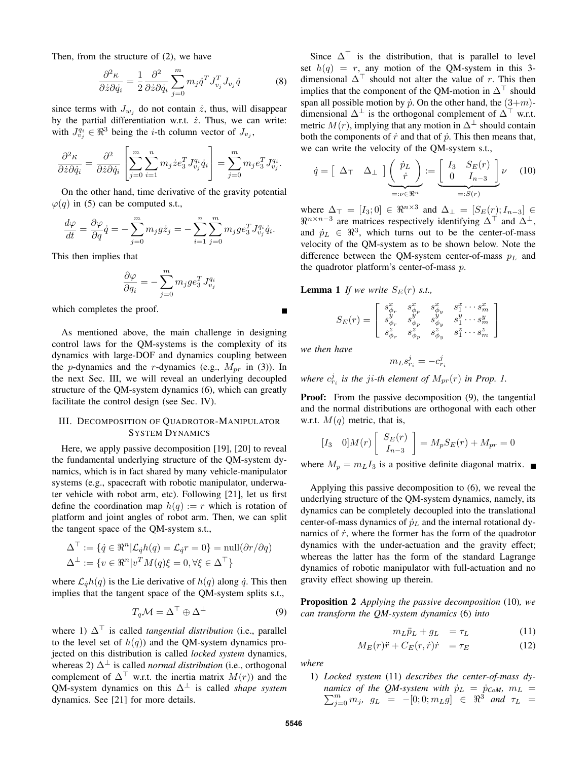Then, from the structure of (2), we have

$$\frac{\partial^2 \kappa}{\partial \dot{z} \partial \dot{q}_i} = \frac{1}{2} \frac{\partial^2}{\partial \dot{z} \partial \dot{q}_i} \sum_{j=0}^{m} m_j \dot{q}^T J_{v_j}^T J_{v_j} \dot{q} \tag{8}$$

since terms with $J_{w_j}$ do not contain $\dot{z}$, thus, will disappear by the partial differentiation w.r.t. $\dot{z}$. Thus, we can write: with $J_{v_j}^{q_i} \in \Re^3$ being the $i$-th column vector of $J_{v_j}$,

$$\frac{\partial^2 \kappa}{\partial \dot{z} \partial \dot{q}_i} = \frac{\partial^2}{\partial \dot{z} \partial \dot{q}_i} \left[ \sum_{j=0}^{m} \sum_{i=1}^{n} m_j \dot{z} e_3^T J_{v_j}^{q_i} \dot{q}_i \right] = \sum_{j=0}^{m} m_j e_3^T J_{v_j}^{q_i}.$$

On the other hand, time derivative of the gravity potential $\varphi(q)$ in (5) can be computed s.t.,

$$\frac{d\varphi}{dt} = \frac{\partial \varphi}{\partial q} \dot{q} = -\sum_{j=0}^{m} m_j g \dot{z}_j = -\sum_{i=1}^{n} \sum_{j=0}^{m} m_j g e_3^T J_{v_j}^{q_i} \dot{q}_i.$$

This then implies that

$$\frac{\partial \varphi}{\partial q_i} = -\sum_{j=0}^{m} m_j g e_3^T J_{v_j}^{q_i}$$

which completes the proof. ∎

As mentioned above, the main challenge in designing control laws for the QM-systems is the complexity of its dynamics with large-DOF and dynamics coupling between the $p$-dynamics and the $r$-dynamics (e.g., $M_{pr}$ in (3)). In the next Sec. III, we will reveal an underlying decoupled structure of the QM-system dynamics (6), which can greatly facilitate the control design (see Sec. IV).

## III. Decomposition of Quadrotor-Manipulator System Dynamics

Here, we apply passive decomposition [19], [20] to reveal the fundamental underlying structure of the QM-system dynamics, which is in fact shared by many vehicle-manipulator systems (e.g., spacecraft with robotic manipulator, underwater vehicle with robot arm, etc). Following [21], let us first define the coordination map $h(q) := r$ which is rotation of platform and joint angles of robot arm. Then, we can split the tangent space of the QM-system s.t.,

$$\Delta^\top := \{\dot{q} \in \Re^n | \mathcal{L}_{\dot{q}} h(q) = \mathcal{L}_{\dot{q}} r = 0\} = \text{null}(\partial r / \partial q)$$
$$\Delta^\perp := \{v \in \Re^n | v^T M(q) \xi = 0, \forall \xi \in \Delta^\top\}$$

where $\mathcal{L}_{\dot{q}} h(q)$ is the Lie derivative of $h(q)$ along $\dot{q}$. This then implies that the tangent space of the QM-system splits s.t.,

$$T_q \mathcal{M} = \Delta^\top \oplus \Delta^\perp \tag{9}$$

where 1) $\Delta^\top$ is called *tangential distribution* (i.e., parallel to the level set of $h(q)$) and the QM-system dynamics projected on this distribution is called *locked system* dynamics, whereas 2) $\Delta^\perp$ is called *normal distribution* (i.e., orthogonal complement of $\Delta^\top$ w.r.t. the inertia matrix $M(r)$) and the QM-system dynamics on this $\Delta^\perp$ is called *shape system* dynamics. See [21] for more details.

Since $\Delta^\top$ is the distribution, that is parallel to level set $h(q) = r$, any motion of the QM-system in this 3-dimensional $\Delta^\top$ should not alter the value of $r$. This then implies that the component of the QM-motion in $\Delta^\top$ should span all possible motion by $\dot{p}$. On the other hand, the $(3+m)$-dimensional $\Delta^\perp$ is the orthogonal complement of $\Delta^\top$ w.r.t. metric $M(r)$, implying that any motion in $\Delta^\perp$ should contain both the components of $\dot{r}$ and that of $\dot{p}$. This then means that, we can write the velocity of the QM-system s.t.,

$$\dot{q} = \begin{bmatrix} \Delta_\top & \Delta_\perp \end{bmatrix} \underbrace{\begin{pmatrix} \dot{p}_L \\ \dot{r} \end{pmatrix}}_{=:\nu \in \Re^n} := \underbrace{\begin{bmatrix} I_3 & S_E(r) \\ 0 & I_{n-3} \end{bmatrix}}_{=:S(r)} \nu \tag{10}$$

where $\Delta_\top = [I_3; 0] \in \Re^{n \times 3}$ and $\Delta_\perp = [S_E(r); I_{n-3}] \in \Re^{n \times n-3}$ are matrices respectively identifying $\Delta^\top$ and $\Delta^\perp$, and $\dot{p}_L \in \Re^3$, which turns out to be the center-of-mass velocity of the QM-system as to be shown below. Note the difference between the QM-system center-of-mass $p_L$ and the quadrotor platform's center-of-mass $p$.

**Lemma 1** *If we write $S_E(r)$ s.t.,*

$$S_E(r) = \begin{bmatrix} s_{\phi_r}^x & s_{\phi_p}^x & s_{\phi_y}^x & s_1^x \cdots s_m^x \\ s_{\phi_r}^y & s_{\phi_p}^y & s_{\phi_y}^y & s_1^y \cdots s_m^y \\ s_{\phi_r}^z & s_{\phi_p}^z & s_{\phi_y}^z & s_1^z \cdots s_m^z \end{bmatrix}$$

*we then have*

$$m_L s_{r_i}^j = -c_{r_i}^j$$

*where $c_{r_i}^j$ is the $ji$-th element of $M_{pr}(r)$ in Prop. 1.*

**Proof:** From the passive decomposition (9), the tangential and the normal distributions are orthogonal with each other w.r.t. $M(q)$ metric, that is,

$$[I_3 \quad 0] M(r) \begin{bmatrix} S_E(r) \\ I_{n-3} \end{bmatrix} = M_p S_E(r) + M_{pr} = 0$$

where $M_p = m_L I_3$ is a positive definite diagonal matrix. ∎

Applying this passive decomposition to (6), we reveal the underlying structure of the QM-system dynamics, namely, its dynamics can be completely decoupled into the translational center-of-mass dynamics of $\dot{p}_L$ and the internal rotational dynamics of $\dot{r}$, where the former has the form of the quadrotor dynamics with the under-actuation and the gravity effect; whereas the latter has the form of the standard Lagrange dynamics of robotic manipulator with full-actuation and no gravity effect showing up therein.

**Proposition 2** *Applying the passive decomposition* (10)*, we can transform the QM-system dynamics* (6) *into*

$$m_L \ddot{p}_L + g_L \quad = \tau_L \tag{11}$$
$$M_E(r) \ddot{r} + C_E(r, \dot{r}) \dot{r} \quad = \tau_E \tag{12}$$

*where*

1) *Locked system* (11) *describes the center-of-mass dynamics of the QM-system with $\dot{p}_L = \dot{p}_{CoM}$, $m_L = \sum_{j=0}^{m} m_j$, $g_L = -[0; 0; m_L g] \in \Re^3$ and $\tau_L =$*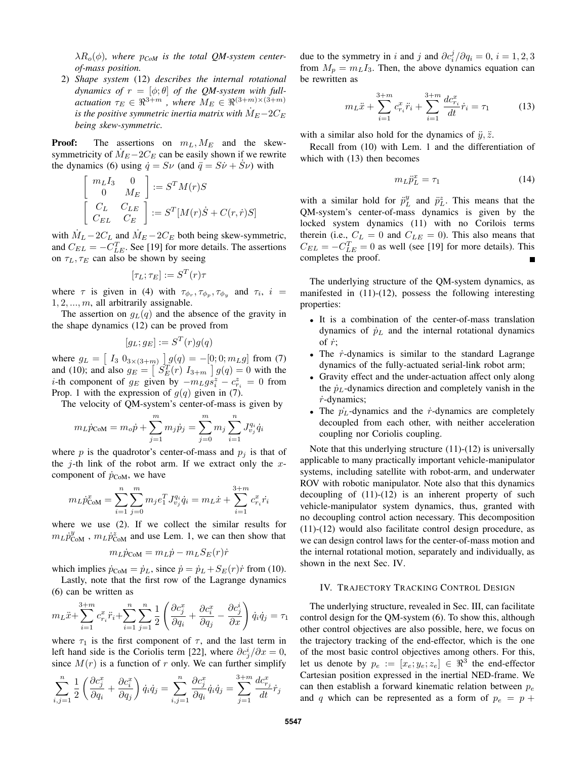$\lambda R_o(\phi)$*, where* $p_{CoM}$ *is the total QM-system center-of-mass position.*

2) *Shape system* (12) *describes the internal rotational dynamics of* $r = [\phi; \theta]$ *of the QM-system with full-actuation* $\tau_E \in \Re^{3+m}$ *, where* $M_E \in \Re^{(3+m)\times(3+m)}$ *is the positive symmetric inertia matrix with* $\dot{M}_E - 2C_E$ *being skew-symmetric.*

**Proof:** The assertions on $m_L, M_E$ and the skew-symmetricity of $\dot{M}_E - 2C_E$ can be easily shown if we rewrite the dynamics (6) using $\dot{q} = S\nu$ (and $\ddot{q} = S\dot{\nu} + \dot{S}\nu$) with

$$\begin{bmatrix} m_L I_3 & 0 \\ 0 & M_E \end{bmatrix} := S^T M(r) S$$

$$\begin{bmatrix} C_L & C_{LE} \\ C_{EL} & C_E \end{bmatrix} := S^T [M(r)\dot{S} + C(r,\dot{r})S]$$

with $\dot{M}_L - 2C_L$ and $\dot{M}_E - 2C_E$ both being skew-symmetric, and $C_{EL} = -C_{LE}^T$. See [19] for more details. The assertions on $\tau_L, \tau_E$ can also be shown by seeing

$$[\tau_L; \tau_E] := S^T(r)\tau$$

where $\tau$ is given in (4) with $\tau_{\phi_r}, \tau_{\phi_p}, \tau_{\phi_y}$ and $\tau_i$, $i = 1, 2, ..., m$, all arbitrarily assignable.

The assertion on $g_L(q)$ and the absence of the gravity in the shape dynamics (12) can be proved from

$$[g_L; g_E] := S^T(r) g(q)$$

where $g_L = \begin{bmatrix} I_3 & 0_{3\times(3+m)} \end{bmatrix} g(q) = -[0; 0; m_L g]$ from (7) and (10); and also $g_E = \begin{bmatrix} S_E^T(r) & I_{3+m} \end{bmatrix} g(q) = 0$ with the $i$-th component of $g_E$ given by $-m_L g s_i^z - c_{r_i}^z = 0$ from Prop. 1 with the expression of $g(q)$ given in (7).

The velocity of QM-system's center-of-mass is given by

$$m_L \dot{p}_{\text{CoM}} = m_o \dot{p} + \sum_{j=1}^{m} m_j \dot{p}_j = \sum_{j=0}^{m} m_j \sum_{i=1}^{n} J_{v_j}^{q_i} \dot{q}_i$$

where $p$ is the quadrotor's center-of-mass and $p_j$ is that of the $j$-th link of the robot arm. If we extract only the $x$-component of $\dot{p}_{\text{CoM}}$, we have

$$m_L \dot{p}_{\text{CoM}}^x = \sum_{i=1}^{n} \sum_{j=0}^{m} m_j e_1^T J_{v_j}^{q_i} \dot{q}_i = m_L \dot{x} + \sum_{i=1}^{3+m} c_{r_i}^x \dot{r}_i$$

where we use (2). If we collect the similar results for $m_L \dot{p}_{\text{CoM}}^y$ , $m_L \dot{p}_{\text{CoM}}^z$ and use Lem. 1, we can then show that

$$m_L \dot{p}_{\text{CoM}} = m_L \dot{p} - m_L S_E(r) \dot{r}$$

which implies $\dot{p}_{\text{CoM}} = \dot{p}_L$, since $\dot{p} = \dot{p}_L + S_E(r)\dot{r}$ from (10).

Lastly, note that the first row of the Lagrange dynamics (6) can be written as

$$m_L \ddot{x} + \sum_{i=1}^{3+m} c_{r_i}^x \ddot{r}_i + \sum_{i=1}^{n} \sum_{j=1}^{n} \frac{1}{2} \left( \frac{\partial c_j^x}{\partial q_i} + \frac{\partial c_i^x}{\partial q_j} - \frac{\partial c_j^i}{\partial x} \right) \dot{q}_i \dot{q}_j = \tau_1$$

where $\tau_1$ is the first component of $\tau$, and the last term in left hand side is the Coriolis term [22], where $\partial c_j^i / \partial x = 0$, since $M(r)$ is a function of $r$ only. We can further simplify

$$\sum_{i,j=1}^{n} \frac{1}{2} \left( \frac{\partial c_j^x}{\partial q_i} + \frac{\partial c_i^x}{\partial q_j} \right) \dot{q}_i \dot{q}_j = \sum_{i,j=1}^{n} \frac{\partial c_j^x}{\partial q_i} \dot{q}_i \dot{q}_j = \sum_{j=1}^{3+m} \frac{d c_{r_j}^x}{dt} \dot{r}_j$$

due to the symmetry in $i$ and $j$ and $\partial c_i^j / \partial q_i = 0$, $i = 1, 2, 3$ from $M_p = m_L I_3$. Then, the above dynamics equation can be rewritten as

$$m_L \ddot{x} + \sum_{i=1}^{3+m} c_{r_i}^x \ddot{r}_i + \sum_{i=1}^{3+m} \frac{d c_{r_i}^x}{dt} \dot{r}_i = \tau_1 \tag{13}$$

with a similar also hold for the dynamics of $\ddot{y}, \ddot{z}$.

Recall from (10) with Lem. 1 and the differentiation of which with (13) then becomes

$$m_L \ddot{p}_L^x = \tau_1 \tag{14}$$

with a similar hold for $\ddot{p}_L^y$ and $\ddot{p}_L^z$. This means that the QM-system's center-of-mass dynamics is given by the locked system dynamics (11) with no Corilois terms therein (i.e., $C_L = 0$ and $C_{LE} = 0$). This also means that $C_{EL} = -C_{LE}^T = 0$ as well (see [19] for more details). This completes the proof. ■

The underlying structure of the QM-system dynamics, as manifested in (11)-(12), possess the following interesting properties:

- It is a combination of the center-of-mass translation dynamics of $\dot{p}_L$ and the internal rotational dynamics of $\dot{r}$;
- The $\dot{r}$-dynamics is similar to the standard Lagrange dynamics of the fully-actuated serial-link robot arm;
- Gravity effect and the under-actuation affect only along the $\dot{p}_L$-dynamics direction and completely vanish in the $\dot{r}$-dynamics;
- The $\dot{p_L}$-dynamics and the $\dot{r}$-dynamics are completely decoupled from each other, with neither acceleration coupling nor Coriolis coupling.

Note that this underlying structure (11)-(12) is universally applicable to many practically important vehicle-manipulator systems, including satellite with robot-arm, and underwater ROV with robotic manipulator. Note also that this dynamics decoupling of (11)-(12) is an inherent property of such vehicle-manipulator system dynamics, thus, granted with no decoupling control action necessary. This decomposition (11)-(12) would also facilitate control design procedure, as we can design control laws for the center-of-mass motion and the internal rotational motion, separately and individually, as shown in the next Sec. IV.

## IV. Trajectory Tracking Control Design

The underlying structure, revealed in Sec. III, can facilitate control design for the QM-system (6). To show this, although other control objectives are also possible, here, we focus on the trajectory tracking of the end-effector, which is the one of the most basic control objectives among others. For this, let us denote by $p_e := [x_e; y_e; z_e] \in \Re^3$ the end-effector Cartesian position expressed in the inertial NED-frame. We can then establish a forward kinematic relation between $p_e$ and $q$ which can be represented as a form of $p_e = p +$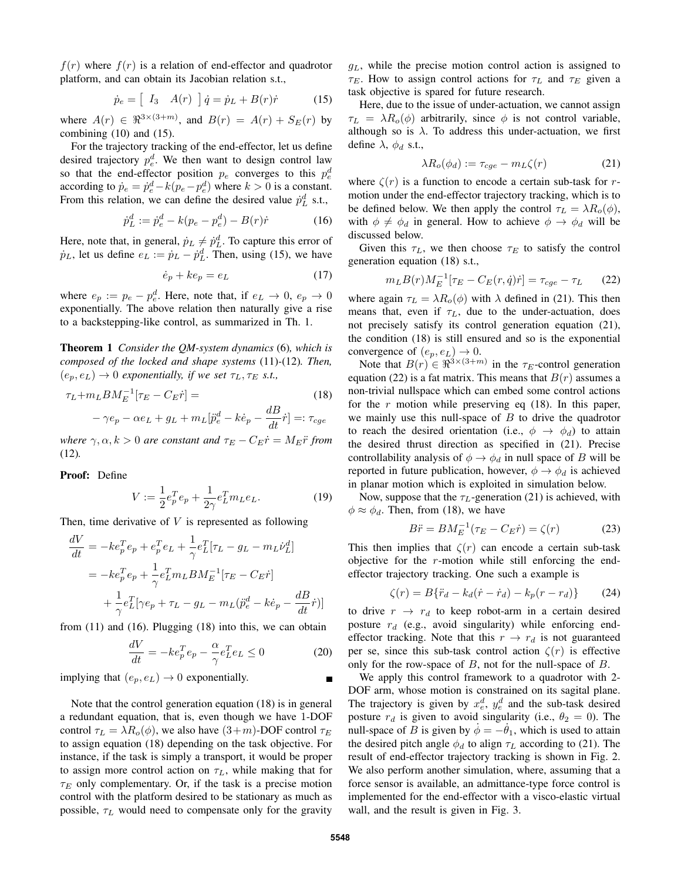$f(r)$ where $f(r)$ is a relation of end-effector and quadrotor platform, and can obtain its Jacobian relation s.t.,

$$\dot{p}_e = \begin{bmatrix} I_3 & A(r) \end{bmatrix} \dot{q} = \dot{p}_L + B(r)\dot{r} \tag{15}$$

where $A(r) \in \Re^{3\times(3+m)}$, and $B(r) = A(r) + S_E(r)$ by combining (10) and (15).

For the trajectory tracking of the end-effector, let us define desired trajectory $p_e^d$. We then want to design control law so that the end-effector position $p_e$ converges to this $p_e^d$ according to $\dot{p}_e = \dot{p}_e^d - k(p_e - p_e^d)$ where $k > 0$ is a constant. From this relation, we can define the desired value $\dot{p}_L^d$ s.t.,

$$\dot{p}_L^d := \dot{p}_e^d - k(p_e - p_e^d) - B(r)\dot{r} \tag{16}$$

Here, note that, in general, $\dot{p}_L \neq \dot{p}_L^d$. To capture this error of $\dot{p}_L$, let us define $e_L := \dot{p}_L - \dot{p}_L^d$. Then, using (15), we have

$$\dot{e}_p + ke_p = e_L \tag{17}$$

where $e_p := p_e - p_e^d$. Here, note that, if $e_L \to 0$, $e_p \to 0$ exponentially. The above relation then naturally give a rise to a backstepping-like control, as summarized in Th. 1.

**Theorem 1** *Consider the QM-system dynamics* (6)*, which is composed of the locked and shape systems* (11)-(12)*. Then,* $(e_p, e_L) \to 0$ *exponentially, if we set* $\tau_L, \tau_E$ *s.t.,*

$$\begin{aligned} \tau_L + m_L B M_E^{-1}[\tau_E - C_E\dot{r}] &= \\ -\gamma e_p - \alpha e_L + g_L + m_L[\ddot{p}_e^d &- k\dot{e}_p - \frac{dB}{dt}\dot{r}] =: \tau_{cge} \end{aligned} \tag{18}$$

*where* $\gamma, \alpha, k > 0$ *are constant and* $\tau_E - C_E\dot{r} = M_E\ddot{r}$ *from* (12)*.*

**Proof:** Define

$$V := \frac{1}{2}e_p^T e_p + \frac{1}{2\gamma}e_L^T m_L e_L. \tag{19}$$

Then, time derivative of $V$ is represented as following

$$\begin{aligned} \frac{dV}{dt} &= -ke_p^T e_p + e_p^T e_L + \frac{1}{\gamma}e_L^T[\tau_L - g_L - m_L\dot{\nu}_L^d] \\ &= -ke_p^T e_p + \frac{1}{\gamma}e_L^T m_L B M_E^{-1}[\tau_E - C_E\dot{r}] \\ &\quad + \frac{1}{\gamma}e_L^T[\gamma e_p + \tau_L - g_L - m_L(\ddot{p}_e^d - k\dot{e}_p - \frac{dB}{dt}\dot{r})] \end{aligned}$$

from (11) and (16). Plugging (18) into this, we can obtain

$$\frac{dV}{dt} = -ke_p^T e_p - \frac{\alpha}{\gamma}e_L^T e_L \leq 0 \tag{20}$$

implying that $(e_p, e_L) \to 0$ exponentially. ∎

Note that the control generation equation (18) is in general a redundant equation, that is, even though we have 1-DOF control $\tau_L = \lambda R_o(\phi)$, we also have $(3+m)$-DOF control $\tau_E$ to assign equation (18) depending on the task objective. For instance, if the task is simply a transport, it would be proper to assign more control action on $\tau_L$, while making that for $\tau_E$ only complementary. Or, if the task is a precise motion control with the platform desired to be stationary as much as possible, $\tau_L$ would need to compensate only for the gravity $g_L$, while the precise motion control action is assigned to $\tau_E$. How to assign control actions for $\tau_L$ and $\tau_E$ given a task objective is spared for future research.

Here, due to the issue of under-actuation, we cannot assign $\tau_L = \lambda R_o(\phi)$ arbitrarily, since $\phi$ is not control variable, although so is $\lambda$. To address this under-actuation, we first define $\lambda$, $\phi_d$ s.t.,

$$\lambda R_o(\phi_d) := \tau_{cge} - m_L\zeta(r) \tag{21}$$

where $\zeta(r)$ is a function to encode a certain sub-task for $r$-motion under the end-effector trajectory tracking, which is to be defined below. We then apply the control $\tau_L = \lambda R_o(\phi)$, with $\phi \neq \phi_d$ in general. How to achieve $\phi \to \phi_d$ will be discussed below.

Given this $\tau_L$, we then choose $\tau_E$ to satisfy the control generation equation (18) s.t.,

$$m_L B(r) M_E^{-1}[\tau_E - C_E(r,\dot{q})\dot{r}] = \tau_{cge} - \tau_L \tag{22}$$

where again $\tau_L = \lambda R_o(\phi)$ with $\lambda$ defined in (21). This then means that, even if $\tau_L$, due to the under-actuation, does not precisely satisfy its control generation equation (21), the condition (18) is still ensured and so is the exponential convergence of $(e_p, e_L) \to 0$.

Note that $B(r) \in \Re^{3\times(3+m)}$ in the $\tau_E$-control generation equation (22) is a fat matrix. This means that $B(r)$ assumes a non-trivial nullspace which can embed some control actions for the $r$ motion while preserving eq (18). In this paper, we mainly use this null-space of $B$ to drive the quadrotor to reach the desired orientation (i.e., $\phi \to \phi_d$) to attain the desired thrust direction as specified in (21). Precise controllability analysis of $\phi \to \phi_d$ in null space of $B$ will be reported in future publication, however, $\phi \to \phi_d$ is achieved in planar motion which is exploited in simulation below.

Now, suppose that the $\tau_L$-generation (21) is achieved, with $\phi \approx \phi_d$. Then, from (18), we have

$$B\ddot{r} = BM_E^{-1}(\tau_E - C_E\dot{r}) = \zeta(r) \tag{23}$$

This then implies that $\zeta(r)$ can encode a certain sub-task objective for the $r$-motion while still enforcing the end-effector trajectory tracking. One such a example is

$$\zeta(r) = B\{\ddot{r}_d - k_d(\dot{r} - \dot{r}_d) - k_p(r - r_d)\} \tag{24}$$

to drive $r \to r_d$ to keep robot-arm in a certain desired posture $r_d$ (e.g., avoid singularity) while enforcing end-effector tracking. Note that this $r \to r_d$ is not guaranteed per se, since this sub-task control action $\zeta(r)$ is effective only for the row-space of $B$, not for the null-space of $B$.

We apply this control framework to a quadrotor with 2-DOF arm, whose motion is constrained on its sagital plane. The trajectory is given by $x_e^d$, $y_e^d$ and the sub-task desired posture $r_d$ is given to avoid singularity (i.e., $\theta_2 = 0$). The null-space of $B$ is given by $\dot{\phi} = -\dot{\theta}_1$, which is used to attain the desired pitch angle $\phi_d$ to align $\tau_L$ according to (21). The result of end-effector trajectory tracking is shown in Fig. 2. We also perform another simulation, where, assuming that a force sensor is available, an admittance-type force control is implemented for the end-effector with a visco-elastic virtual wall, and the result is given in Fig. 3.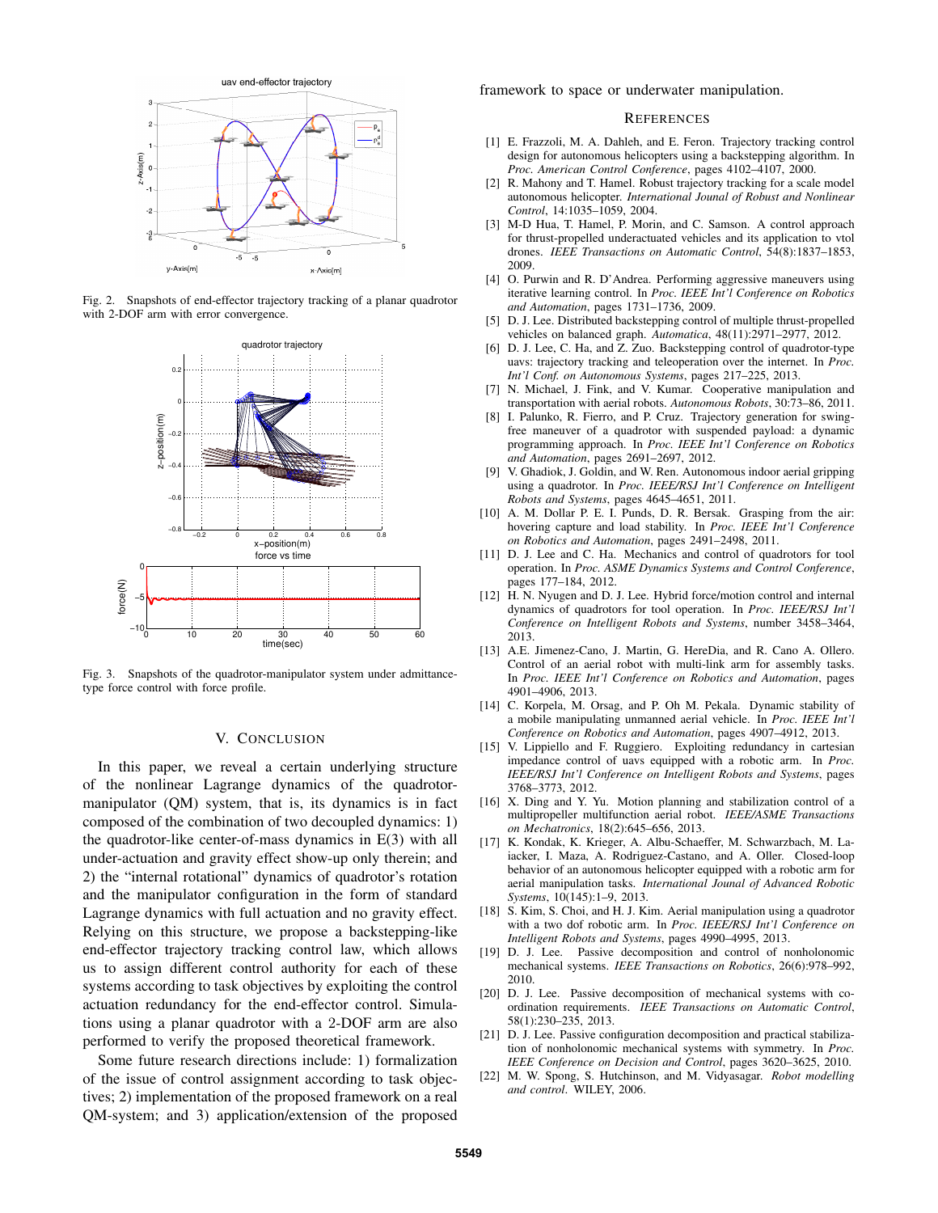uav end-effector trajectory

$p_e$

$p_e^d$

z-Axis[m]

y-Axis[m]

x-Axis[m]

Fig. 2. Snapshots of end-effector trajectory tracking of a planar quadrotor with 2-DOF arm with error convergence.

quadrotor trajectory

z−position(m)

x−position(m)

force vs time

force(N)

time(sec)

Fig. 3. Snapshots of the quadrotor-manipulator system under admittance-type force control with force profile.

## V. CONCLUSION

In this paper, we reveal a certain underlying structure of the nonlinear Lagrange dynamics of the quadrotor-manipulator (QM) system, that is, its dynamics is in fact composed of the combination of two decoupled dynamics: 1) the quadrotor-like center-of-mass dynamics in E(3) with all under-actuation and gravity effect show-up only therein; and 2) the "internal rotational" dynamics of quadrotor's rotation and the manipulator configuration in the form of standard Lagrange dynamics with full actuation and no gravity effect. Relying on this structure, we propose a backstepping-like end-effector trajectory tracking control law, which allows us to assign different control authority for each of these systems according to task objectives by exploiting the control actuation redundancy for the end-effector control. Simulations using a planar quadrotor with a 2-DOF arm are also performed to verify the proposed theoretical framework.

Some future research directions include: 1) formalization of the issue of control assignment according to task objectives; 2) implementation of the proposed framework on a real QM-system; and 3) application/extension of the proposed framework to space or underwater manipulation.

## REFERENCES

[1] E. Frazzoli, M. A. Dahleh, and E. Feron. Trajectory tracking control design for autonomous helicopters using a backstepping algorithm. In *Proc. American Control Conference*, pages 4102–4107, 2000.

[2] R. Mahony and T. Hamel. Robust trajectory tracking for a scale model autonomous helicopter. *International Joural of Robust and Nonlinear Control*, 14:1035–1059, 2004.

[3] M-D Hua, T. Hamel, P. Morin, and C. Samson. A control approach for thrust-propelled underactuated vehicles and its application to vtol drones. *IEEE Transactions on Automatic Control*, 54(8):1837–1853, 2009.

[4] O. Purwin and R. D'Andrea. Performing aggressive maneuvers using iterative learning control. In *Proc. IEEE Int'l Conference on Robotics and Automation*, pages 1731–1736, 2009.

[5] D. J. Lee. Distributed backstepping control of multiple thrust-propelled vehicles on balanced graph. *Automatica*, 48(11):2971–2977, 2012.

[6] D. J. Lee, C. Ha, and Z. Zuo. Backstepping control of quadrotor-type uavs: trajectory tracking and teleoperation over the internet. In *Proc. Int'l Conf. on Autonomous Systems*, pages 217–225, 2013.

[7] N. Michael, J. Fink, and V. Kumar. Cooperative manipulation and transportation with aerial robots. *Autonomous Robots*, 30:73–86, 2011.

[8] I. Palunko, R. Fierro, and P. Cruz. Trajectory generation for swing-free maneuver of a quadrotor with suspended payload: a dynamic programming approach. In *Proc. IEEE Int'l Conference on Robotics and Automation*, pages 2691–2697, 2012.

[9] V. Ghadiok, J. Goldin, and W. Ren. Autonomous indoor aerial gripping using a quadrotor. In *Proc. IEEE/RSJ Int'l Conference on Intelligent Robots and Systems*, pages 4645–4651, 2011.

[10] A. M. Dollar P. E. I. Pounds, D. R. Bersak. Grasping from the air: hovering capture and load stability. In *Proc. IEEE Int'l Conference on Robotics and Automation*, pages 2491–2498, 2011.

[11] D. J. Lee and C. Ha. Mechanics and control of quadrotors for tool operation. In *Proc. ASME Dynamics Systems and Control Conference*, pages 177–184, 2012.

[12] H. N. Nyugen and D. J. Lee. Hybrid force/motion control and internal dynamics of quadrotors for tool operation. In *Proc. IEEE/RSJ Int'l Conference on Intelligent Robots and Systems*, number 3458–3464, 2013.

[13] A.E. Jimenez-Cano, J. Martin, G. HereDia, and R. Cano A. Ollero. Control of an aerial robot with multi-link arm for assembly tasks. In *Proc. IEEE Int'l Conference on Robotics and Automation*, pages 4901–4906, 2013.

[14] C. Korpela, M. Orsag, and P. Oh M. Pekala. Dynamic stability of a mobile manipulating unmanned aerial vehicle. In *Proc. IEEE Int'l Conference on Robotics and Automation*, pages 4907–4912, 2013.

[15] V. Lippiello and F. Ruggiero. Exploiting redundancy in cartesian impedance control of uavs equipped with a robotic arm. In *Proc. IEEE/RSJ Int'l Conference on Intelligent Robots and Systems*, pages 3768–3773, 2012.

[16] X. Ding and Y. Yu. Motion planning and stabilization control of a multipropeller multifunction aerial robot. *IEEE/ASME Transactions on Mechatronics*, 18(2):645–656, 2013.

[17] K. Kondak, K. Krieger, A. Albu-Schaeffer, M. Schwarzbach, M. Laiacker, I. Maza, A. Rodriguez-Castano, and A. Oller. Closed-loop behavior of an autonomous helicopter equipped with a robotic arm for aerial manipulation tasks. *International Joural of Advanced Robotic Systems*, 10(145):1–9, 2013.

[18] S. Kim, S. Choi, and H. J. Kim. Aerial manipulation using a quadrotor with a two dof robotic arm. In *Proc. IEEE/RSJ Int'l Conference on Intelligent Robots and Systems*, pages 4990–4995, 2013.

[19] D. J. Lee. Passive decomposition and control of nonholonomic mechanical systems. *IEEE Transactions on Robotics*, 26(6):978–992, 2010.

[20] D. J. Lee. Passive decomposition of mechanical systems with coordination requirements. *IEEE Transactions on Automatic Control*, 58(1):230–235, 2013.

[21] D. J. Lee. Passive configuration decomposition and practical stabilization of nonholonomic mechanical systems with symmetry. In *Proc. IEEE Conference on Decision and Control*, pages 3620–3625, 2010.

[22] M. W. Spong, S. Hutchinson, and M. Vidyasagar. *Robot modelling and control*. WILEY, 2006.